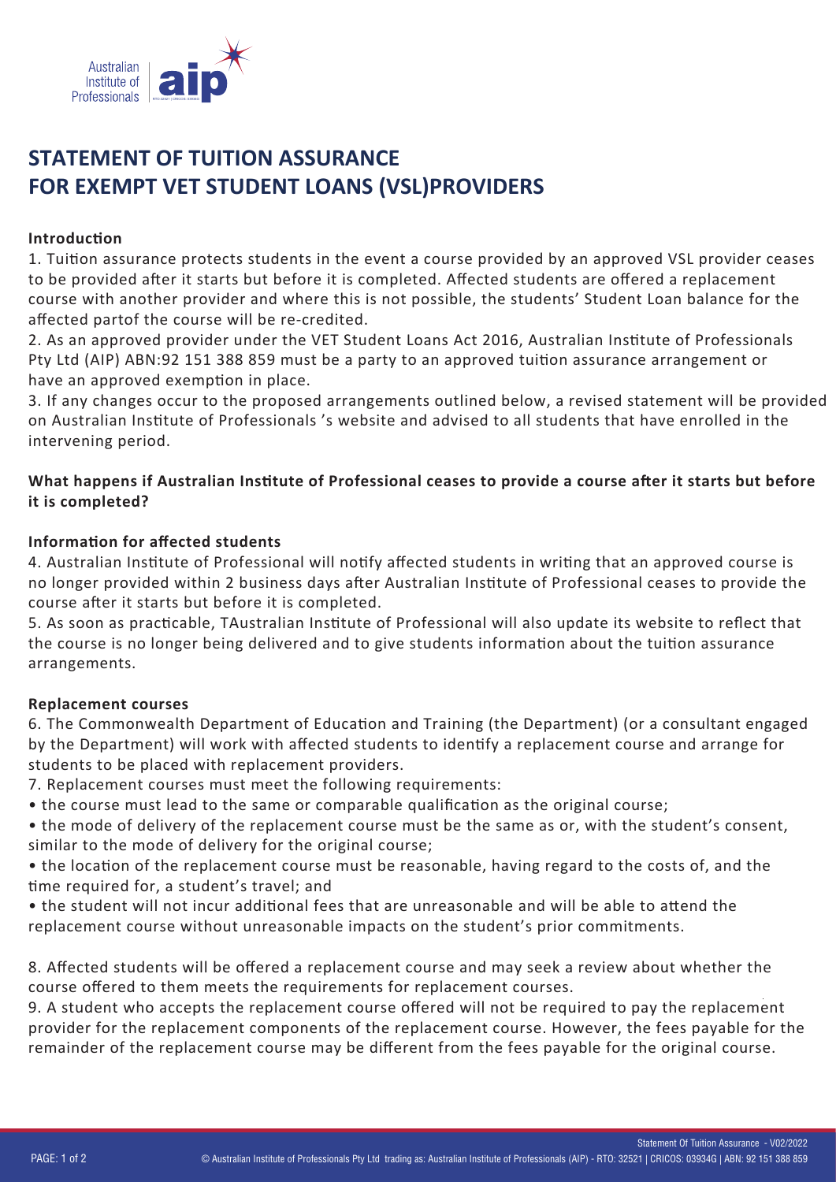# STATEMENT OF TUITION ASSURANCE FOR EXEMPT VET STUDENT LOANS (VSL)PROVIDERS

**Introduction**

1. Tuition assurance protects students in the event a course provided by an approved VSL provider ceases to be provided after it starts but before it is completed. Affected students are offered a replacement course with another provider and where this is not possible, the students' Student Loan balance for the affected partof the course will be re-credited.
2. As an approved provider under the VET Student Loans Act 2016, Australian Institute of Professionals Pty Ltd (AIP) ABN:92 151 388 859 must be a party to an approved tuition assurance arrangement or have an approved exemption in place.
3. If any changes occur to the proposed arrangements outlined below, a revised statement will be provided on Australian Institute of Professionals 's website and advised to all students that have enrolled in the intervening period.

**What happens if Australian Institute of Professional ceases to provide a course after it starts but before it is completed?**

**Information for affected students**

4. Australian Institute of Professional will notify affected students in writing that an approved course is no longer provided within 2 business days after Australian Institute of Professional ceases to provide the course after it starts but before it is completed.
5. As soon as practicable, TAustralian Institute of Professional will also update its website to reflect that the course is no longer being delivered and to give students information about the tuition assurance arrangements.

**Replacement courses**

6. The Commonwealth Department of Education and Training (the Department) (or a consultant engaged by the Department) will work with affected students to identify a replacement course and arrange for students to be placed with replacement providers.
7. Replacement courses must meet the following requirements:

- the course must lead to the same or comparable qualification as the original course;
- the mode of delivery of the replacement course must be the same as or, with the student's consent, similar to the mode of delivery for the original course;
- the location of the replacement course must be reasonable, having regard to the costs of, and the time required for, a student's travel; and
- the student will not incur additional fees that are unreasonable and will be able to attend the replacement course without unreasonable impacts on the student's prior commitments.

8. Affected students will be offered a replacement course and may seek a review about whether the course offered to them meets the requirements for replacement courses.
9. A student who accepts the replacement course offered will not be required to pay the replacement provider for the replacement components of the replacement course. However, the fees payable for the remainder of the replacement course may be different from the fees payable for the original course.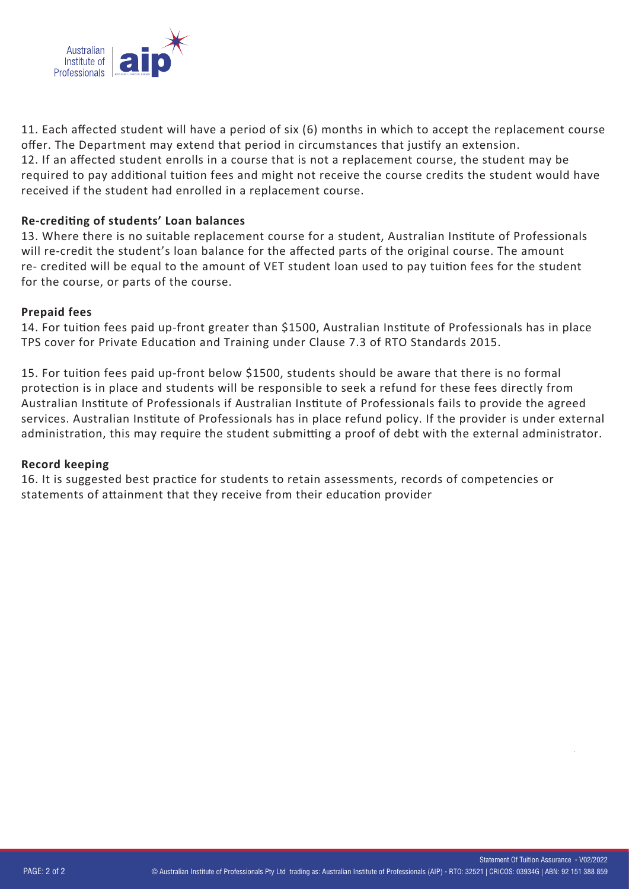11. Each affected student will have a period of six (6) months in which to accept the replacement course offer. The Department may extend that period in circumstances that justify an extension.
12. If an affected student enrolls in a course that is not a replacement course, the student may be required to pay additional tuition fees and might not receive the course credits the student would have received if the student had enrolled in a replacement course.

**Re-crediting of students' Loan balances**

13. Where there is no suitable replacement course for a student, Australian Institute of Professionals will re-credit the student's loan balance for the affected parts of the original course. The amount re- credited will be equal to the amount of VET student loan used to pay tuition fees for the student for the course, or parts of the course.

**Prepaid fees**

14. For tuition fees paid up-front greater than $1500, Australian Institute of Professionals has in place TPS cover for Private Education and Training under Clause 7.3 of RTO Standards 2015.

15. For tuition fees paid up-front below $1500, students should be aware that there is no formal protection is in place and students will be responsible to seek a refund for these fees directly from Australian Institute of Professionals if Australian Institute of Professionals fails to provide the agreed services. Australian Institute of Professionals has in place refund policy. If the provider is under external administration, this may require the student submitting a proof of debt with the external administrator.

**Record keeping**

16. It is suggested best practice for students to retain assessments, records of competencies or statements of attainment that they receive from their education provider